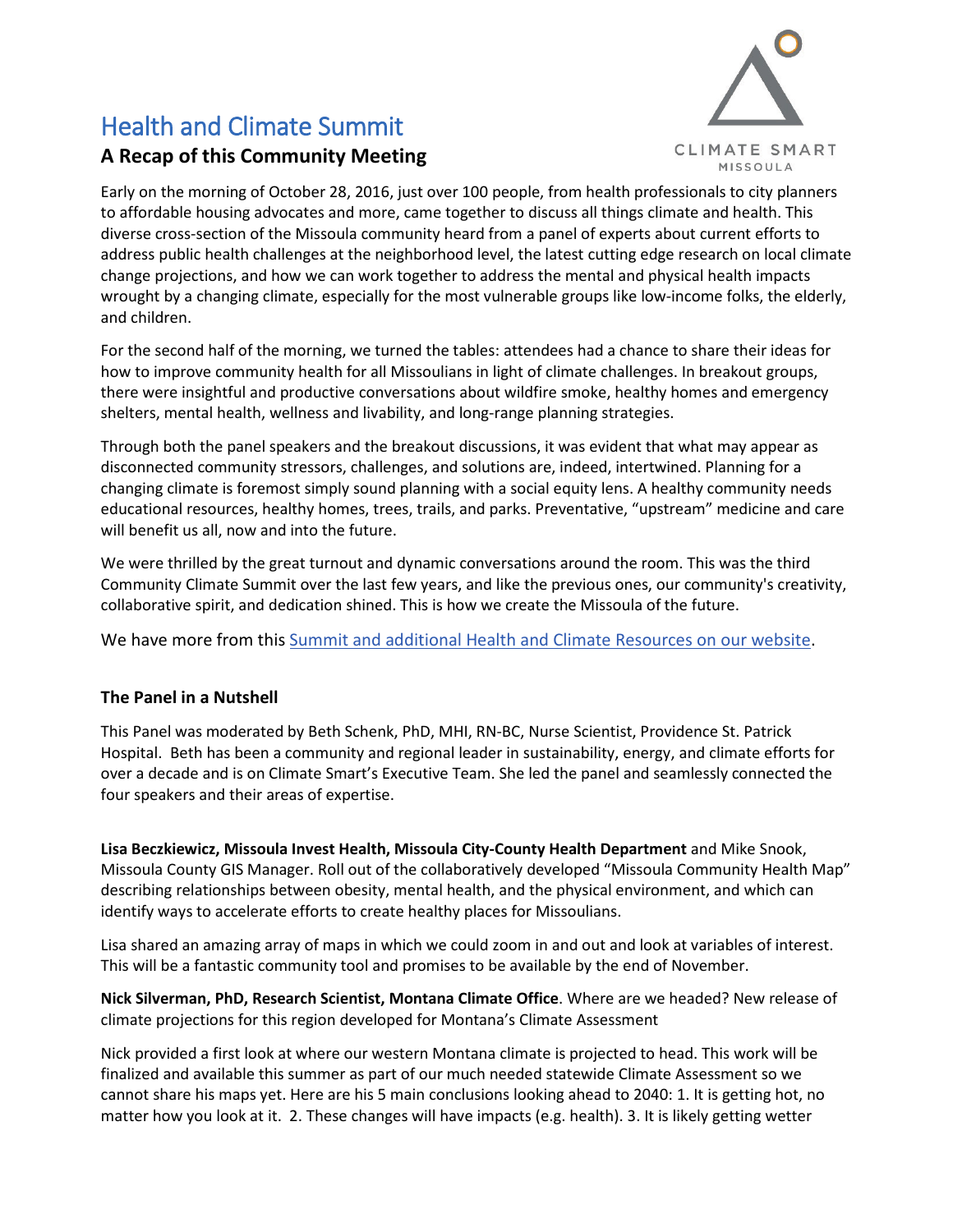# Health and Climate Summit

## A Recap of this Community Meeting

CLIMATE SMART MISSOULA

Early on the morning of October 28, 2016, just over 100 people, from health professionals to city planners to affordable housing advocates and more, came together to discuss all things climate and health. This diverse cross-section of the Missoula community heard from a panel of experts about current efforts to address public health challenges at the neighborhood level, the latest cutting edge research on local climate change projections, and how we can work together to address the mental and physical health impacts wrought by a changing climate, especially for the most vulnerable groups like low-income folks, the elderly, and children.

For the second half of the morning, we turned the tables: attendees had a chance to share their ideas for how to improve community health for all Missoulians in light of climate challenges. In breakout groups, there were insightful and productive conversations about wildfire smoke, healthy homes and emergency shelters, mental health, wellness and livability, and long-range planning strategies.

Through both the panel speakers and the breakout discussions, it was evident that what may appear as disconnected community stressors, challenges, and solutions are, indeed, intertwined. Planning for a changing climate is foremost simply sound planning with a social equity lens. A healthy community needs educational resources, healthy homes, trees, trails, and parks. Preventative, "upstream" medicine and care will benefit us all, now and into the future.

We were thrilled by the great turnout and dynamic conversations around the room. This was the third Community Climate Summit over the last few years, and like the previous ones, our community's creativity, collaborative spirit, and dedication shined. This is how we create the Missoula of the future.

We have more from this Summit and additional Health and Climate Resources on our website.

### The Panel in a Nutshell

This Panel was moderated by Beth Schenk, PhD, MHI, RN-BC, Nurse Scientist, Providence St. Patrick Hospital. Beth has been a community and regional leader in sustainability, energy, and climate efforts for over a decade and is on Climate Smart's Executive Team. She led the panel and seamlessly connected the four speakers and their areas of expertise.

**Lisa Beczkiewicz, Missoula Invest Health, Missoula City-County Health Department** and Mike Snook, Missoula County GIS Manager. Roll out of the collaboratively developed "Missoula Community Health Map" describing relationships between obesity, mental health, and the physical environment, and which can identify ways to accelerate efforts to create healthy places for Missoulians.

Lisa shared an amazing array of maps in which we could zoom in and out and look at variables of interest. This will be a fantastic community tool and promises to be available by the end of November.

**Nick Silverman, PhD, Research Scientist, Montana Climate Office**. Where are we headed? New release of climate projections for this region developed for Montana's Climate Assessment

Nick provided a first look at where our western Montana climate is projected to head. This work will be finalized and available this summer as part of our much needed statewide Climate Assessment so we cannot share his maps yet. Here are his 5 main conclusions looking ahead to 2040: 1. It is getting hot, no matter how you look at it. 2. These changes will have impacts (e.g. health). 3. It is likely getting wetter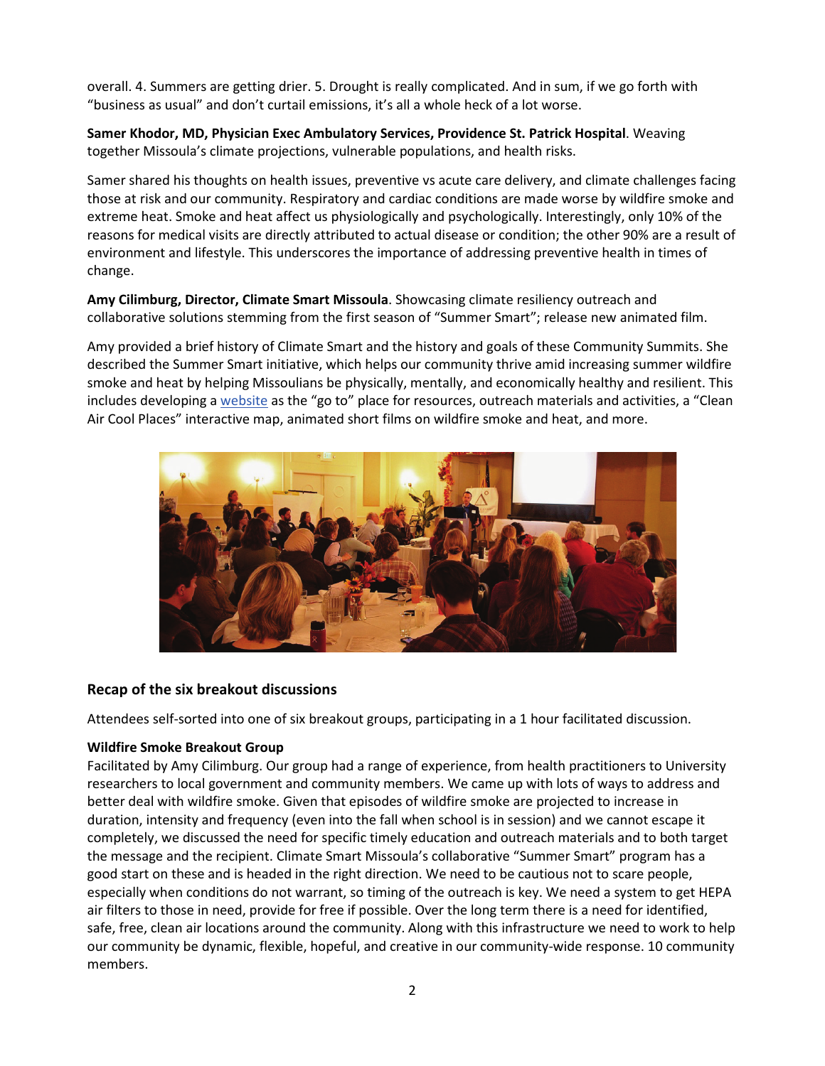overall. 4. Summers are getting drier. 5. Drought is really complicated. And in sum, if we go forth with "business as usual" and don't curtail emissions, it's all a whole heck of a lot worse.

**Samer Khodor, MD, Physician Exec Ambulatory Services, Providence St. Patrick Hospital**. Weaving together Missoula's climate projections, vulnerable populations, and health risks.

Samer shared his thoughts on health issues, preventive vs acute care delivery, and climate challenges facing those at risk and our community. Respiratory and cardiac conditions are made worse by wildfire smoke and extreme heat. Smoke and heat affect us physiologically and psychologically. Interestingly, only 10% of the reasons for medical visits are directly attributed to actual disease or condition; the other 90% are a result of environment and lifestyle. This underscores the importance of addressing preventive health in times of change.

**Amy Cilimburg, Director, Climate Smart Missoula**. Showcasing climate resiliency outreach and collaborative solutions stemming from the first season of "Summer Smart"; release new animated film.

Amy provided a brief history of Climate Smart and the history and goals of these Community Summits. She described the Summer Smart initiative, which helps our community thrive amid increasing summer wildfire smoke and heat by helping Missoulians be physically, mentally, and economically healthy and resilient. This includes developing a website as the "go to" place for resources, outreach materials and activities, a "Clean Air Cool Places" interactive map, animated short films on wildfire smoke and heat, and more.

## Recap of the six breakout discussions

Attendees self-sorted into one of six breakout groups, participating in a 1 hour facilitated discussion.

**Wildfire Smoke Breakout Group**

Facilitated by Amy Cilimburg. Our group had a range of experience, from health practitioners to University researchers to local government and community members. We came up with lots of ways to address and better deal with wildfire smoke. Given that episodes of wildfire smoke are projected to increase in duration, intensity and frequency (even into the fall when school is in session) and we cannot escape it completely, we discussed the need for specific timely education and outreach materials and to both target the message and the recipient. Climate Smart Missoula's collaborative "Summer Smart" program has a good start on these and is headed in the right direction. We need to be cautious not to scare people, especially when conditions do not warrant, so timing of the outreach is key. We need a system to get HEPA air filters to those in need, provide for free if possible. Over the long term there is a need for identified, safe, free, clean air locations around the community. Along with this infrastructure we need to work to help our community be dynamic, flexible, hopeful, and creative in our community-wide response. 10 community members.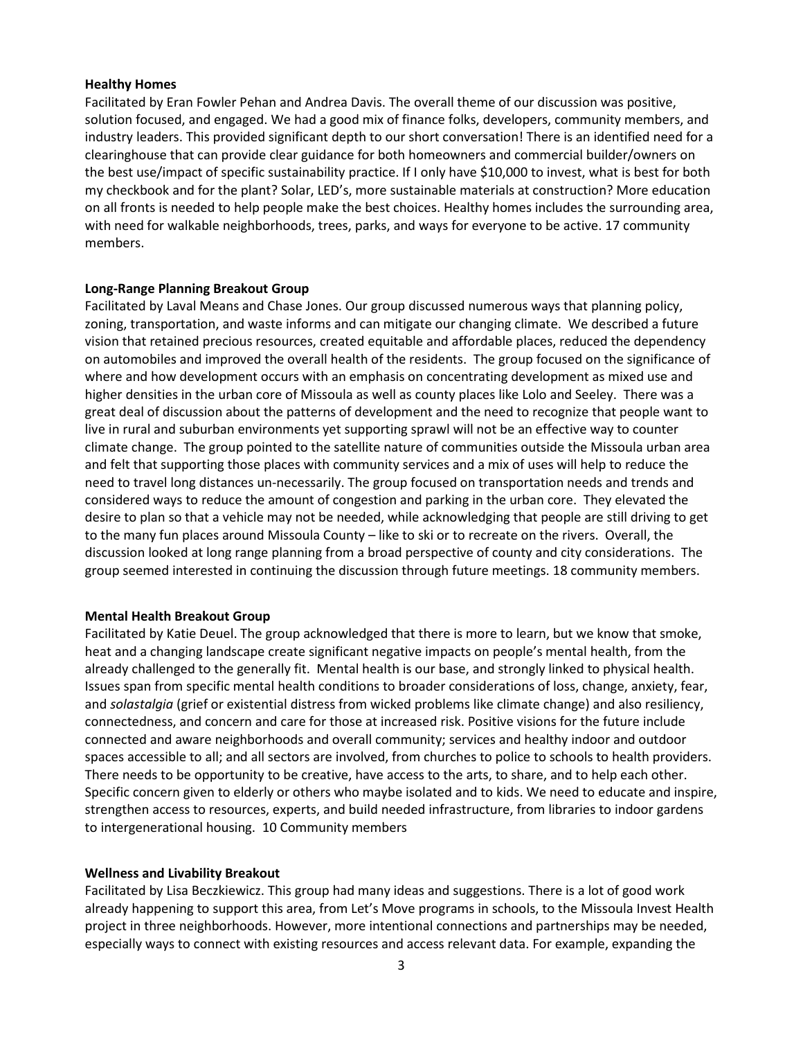**Healthy Homes**

Facilitated by Eran Fowler Pehan and Andrea Davis. The overall theme of our discussion was positive, solution focused, and engaged. We had a good mix of finance folks, developers, community members, and industry leaders. This provided significant depth to our short conversation! There is an identified need for a clearinghouse that can provide clear guidance for both homeowners and commercial builder/owners on the best use/impact of specific sustainability practice. If I only have $10,000 to invest, what is best for both my checkbook and for the plant? Solar, LED's, more sustainable materials at construction? More education on all fronts is needed to help people make the best choices. Healthy homes includes the surrounding area, with need for walkable neighborhoods, trees, parks, and ways for everyone to be active. 17 community members.

**Long-Range Planning Breakout Group**

Facilitated by Laval Means and Chase Jones. Our group discussed numerous ways that planning policy, zoning, transportation, and waste informs and can mitigate our changing climate. We described a future vision that retained precious resources, created equitable and affordable places, reduced the dependency on automobiles and improved the overall health of the residents. The group focused on the significance of where and how development occurs with an emphasis on concentrating development as mixed use and higher densities in the urban core of Missoula as well as county places like Lolo and Seeley. There was a great deal of discussion about the patterns of development and the need to recognize that people want to live in rural and suburban environments yet supporting sprawl will not be an effective way to counter climate change. The group pointed to the satellite nature of communities outside the Missoula urban area and felt that supporting those places with community services and a mix of uses will help to reduce the need to travel long distances un-necessarily. The group focused on transportation needs and trends and considered ways to reduce the amount of congestion and parking in the urban core. They elevated the desire to plan so that a vehicle may not be needed, while acknowledging that people are still driving to get to the many fun places around Missoula County – like to ski or to recreate on the rivers. Overall, the discussion looked at long range planning from a broad perspective of county and city considerations. The group seemed interested in continuing the discussion through future meetings. 18 community members.

**Mental Health Breakout Group**

Facilitated by Katie Deuel. The group acknowledged that there is more to learn, but we know that smoke, heat and a changing landscape create significant negative impacts on people's mental health, from the already challenged to the generally fit. Mental health is our base, and strongly linked to physical health. Issues span from specific mental health conditions to broader considerations of loss, change, anxiety, fear, and *solastalgia* (grief or existential distress from wicked problems like climate change) and also resiliency, connectedness, and concern and care for those at increased risk. Positive visions for the future include connected and aware neighborhoods and overall community; services and healthy indoor and outdoor spaces accessible to all; and all sectors are involved, from churches to police to schools to health providers. There needs to be opportunity to be creative, have access to the arts, to share, and to help each other. Specific concern given to elderly or others who maybe isolated and to kids. We need to educate and inspire, strengthen access to resources, experts, and build needed infrastructure, from libraries to indoor gardens to intergenerational housing. 10 Community members

**Wellness and Livability Breakout**

Facilitated by Lisa Beczkiewicz. This group had many ideas and suggestions. There is a lot of good work already happening to support this area, from Let's Move programs in schools, to the Missoula Invest Health project in three neighborhoods. However, more intentional connections and partnerships may be needed, especially ways to connect with existing resources and access relevant data. For example, expanding the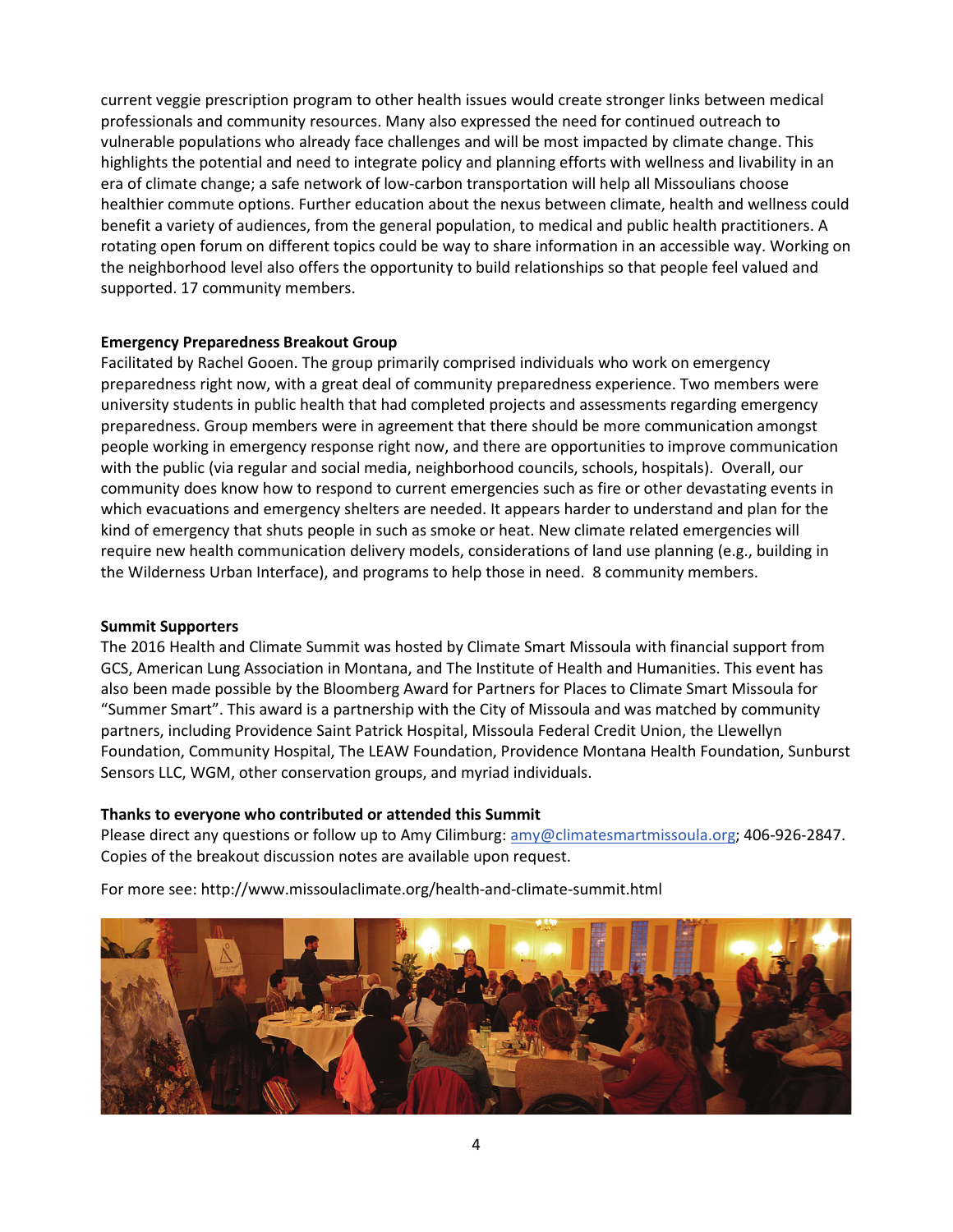current veggie prescription program to other health issues would create stronger links between medical professionals and community resources. Many also expressed the need for continued outreach to vulnerable populations who already face challenges and will be most impacted by climate change. This highlights the potential and need to integrate policy and planning efforts with wellness and livability in an era of climate change; a safe network of low-carbon transportation will help all Missoulians choose healthier commute options. Further education about the nexus between climate, health and wellness could benefit a variety of audiences, from the general population, to medical and public health practitioners. A rotating open forum on different topics could be way to share information in an accessible way. Working on the neighborhood level also offers the opportunity to build relationships so that people feel valued and supported. 17 community members.

**Emergency Preparedness Breakout Group**

Facilitated by Rachel Gooen. The group primarily comprised individuals who work on emergency preparedness right now, with a great deal of community preparedness experience. Two members were university students in public health that had completed projects and assessments regarding emergency preparedness. Group members were in agreement that there should be more communication amongst people working in emergency response right now, and there are opportunities to improve communication with the public (via regular and social media, neighborhood councils, schools, hospitals). Overall, our community does know how to respond to current emergencies such as fire or other devastating events in which evacuations and emergency shelters are needed. It appears harder to understand and plan for the kind of emergency that shuts people in such as smoke or heat. New climate related emergencies will require new health communication delivery models, considerations of land use planning (e.g., building in the Wilderness Urban Interface), and programs to help those in need. 8 community members.

**Summit Supporters**

The 2016 Health and Climate Summit was hosted by Climate Smart Missoula with financial support from GCS, American Lung Association in Montana, and The Institute of Health and Humanities. This event has also been made possible by the Bloomberg Award for Partners for Places to Climate Smart Missoula for "Summer Smart". This award is a partnership with the City of Missoula and was matched by community partners, including Providence Saint Patrick Hospital, Missoula Federal Credit Union, the Llewellyn Foundation, Community Hospital, The LEAW Foundation, Providence Montana Health Foundation, Sunburst Sensors LLC, WGM, other conservation groups, and myriad individuals.

**Thanks to everyone who contributed or attended this Summit**

Please direct any questions or follow up to Amy Cilimburg: amy@climatesmartmissoula.org; 406-926-2847. Copies of the breakout discussion notes are available upon request.

For more see: http://www.missoulaclimate.org/health-and-climate-summit.html